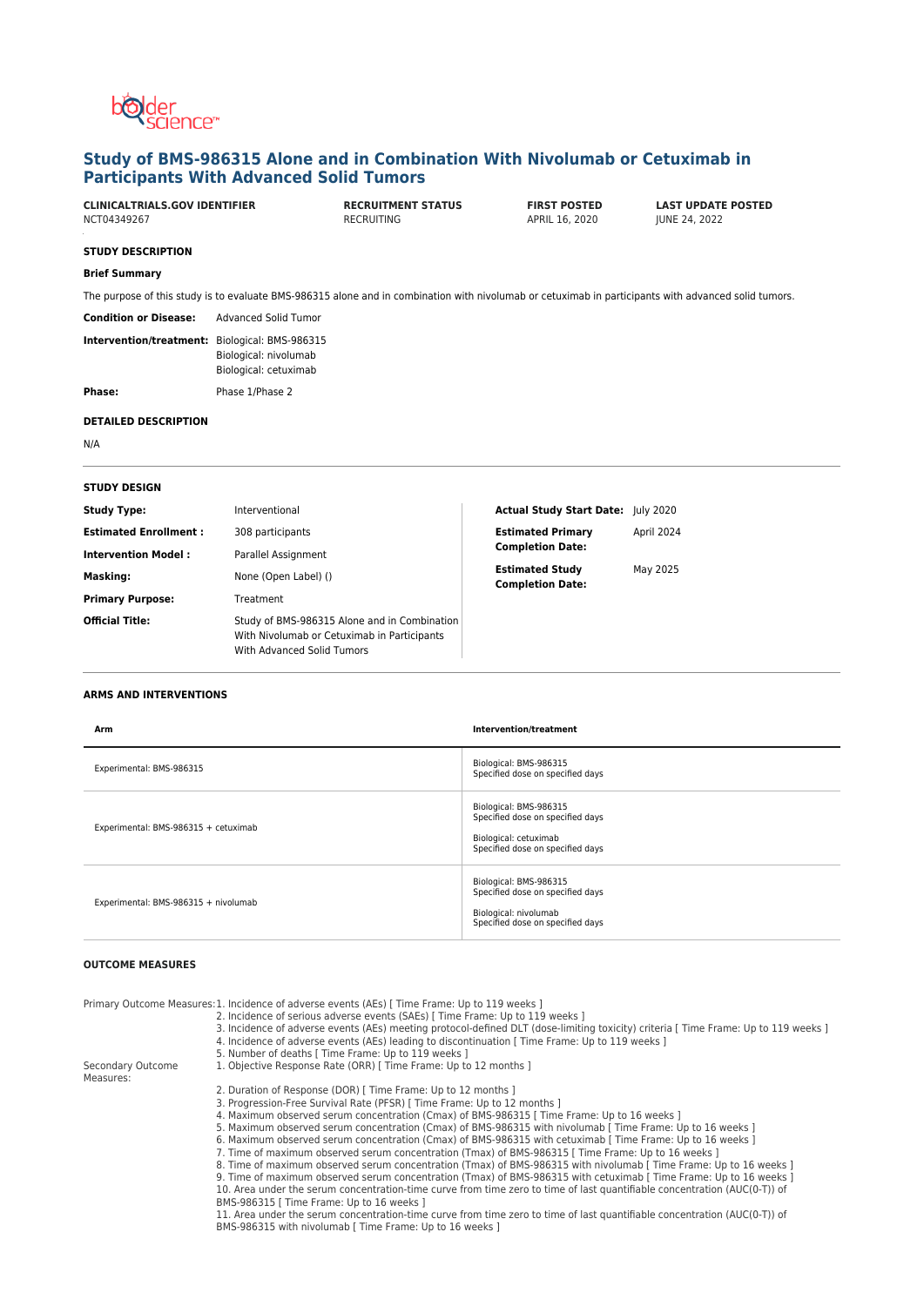# Study of BMS-986315 Alone and in Combination With Nivolumab or Cetuximab in Participants With Advanced Solid Tumors

| CLINICALTRIALS.GOV IDENTIFIER | RECRUITMENT STATUS | FIRST POSTED | LAST UPDATE POSTED |
|---|---|---|---|
| NCT04349267 | RECRUITING | APRIL 16, 2020 | JUNE 24, 2022 |

### STUDY DESCRIPTION

**Brief Summary**

The purpose of this study is to evaluate BMS-986315 alone and in combination with nivolumab or cetuximab in participants with advanced solid tumors.

**Condition or Disease:** Advanced Solid Tumor

**Intervention/treatment:** Biological: BMS-986315
Biological: nivolumab
Biological: cetuximab

**Phase:** Phase 1/Phase 2

### DETAILED DESCRIPTION

N/A

### STUDY DESIGN

| | | | |
|---|---|---|---|
| **Study Type:** | Interventional | **Actual Study Start Date:** | July 2020 |
| **Estimated Enrollment :** | 308 participants | **Estimated Primary Completion Date:** | April 2024 |
| **Intervention Model :** | Parallel Assignment | **Estimated Study Completion Date:** | May 2025 |
| **Masking:** | None (Open Label) () | | |
| **Primary Purpose:** | Treatment | | |
| **Official Title:** | Study of BMS-986315 Alone and in Combination With Nivolumab or Cetuximab in Participants With Advanced Solid Tumors | | |

### ARMS AND INTERVENTIONS

| Arm | Intervention/treatment |
|---|---|
| Experimental: BMS-986315 | Biological: BMS-986315<br>Specified dose on specified days |
| Experimental: BMS-986315 + cetuximab | Biological: BMS-986315<br>Specified dose on specified days<br><br>Biological: cetuximab<br>Specified dose on specified days |
| Experimental: BMS-986315 + nivolumab | Biological: BMS-986315<br>Specified dose on specified days<br><br>Biological: nivolumab<br>Specified dose on specified days |

### OUTCOME MEASURES

**Primary Outcome Measures:**

1. Incidence of adverse events (AEs) [ Time Frame: Up to 119 weeks ]
2. Incidence of serious adverse events (SAEs) [ Time Frame: Up to 119 weeks ]
3. Incidence of adverse events (AEs) meeting protocol-defined DLT (dose-limiting toxicity) criteria [ Time Frame: Up to 119 weeks ]
4. Incidence of adverse events (AEs) leading to discontinuation [ Time Frame: Up to 119 weeks ]
5. Number of deaths [ Time Frame: Up to 119 weeks ]

**Secondary Outcome Measures:**

1. Objective Response Rate (ORR) [ Time Frame: Up to 12 months ]
2. Duration of Response (DOR) [ Time Frame: Up to 12 months ]
3. Progression-Free Survival Rate (PFSR) [ Time Frame: Up to 12 months ]
4. Maximum observed serum concentration (Cmax) of BMS-986315 [ Time Frame: Up to 16 weeks ]
5. Maximum observed serum concentration (Cmax) of BMS-986315 with nivolumab [ Time Frame: Up to 16 weeks ]
6. Maximum observed serum concentration (Cmax) of BMS-986315 with cetuximab [ Time Frame: Up to 16 weeks ]
7. Time of maximum observed serum concentration (Tmax) of BMS-986315 [ Time Frame: Up to 16 weeks ]
8. Time of maximum observed serum concentration (Tmax) of BMS-986315 with nivolumab [ Time Frame: Up to 16 weeks ]
9. Time of maximum observed serum concentration (Tmax) of BMS-986315 with cetuximab [ Time Frame: Up to 16 weeks ]
10. Area under the serum concentration-time curve from time zero to time of last quantifiable concentration (AUC(0-T)) of BMS-986315 [ Time Frame: Up to 16 weeks ]
11. Area under the serum concentration-time curve from time zero to time of last quantifiable concentration (AUC(0-T)) of BMS-986315 with nivolumab [ Time Frame: Up to 16 weeks ]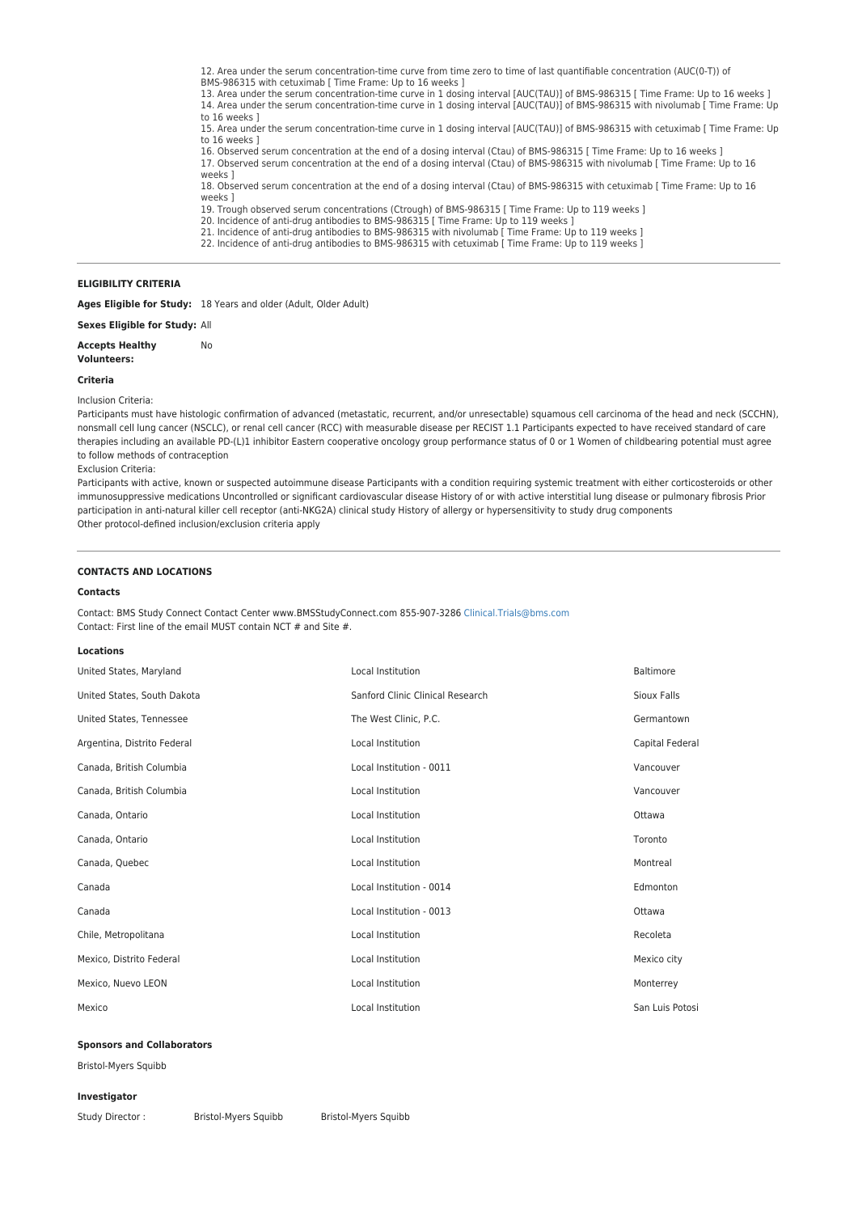12. Area under the serum concentration-time curve from time zero to time of last quantifiable concentration (AUC(0-T)) of BMS-986315 with cetuximab [ Time Frame: Up to 16 weeks ]
13. Area under the serum concentration-time curve in 1 dosing interval [AUC(TAU)] of BMS-986315 [ Time Frame: Up to 16 weeks ]
14. Area under the serum concentration-time curve in 1 dosing interval [AUC(TAU)] of BMS-986315 with nivolumab [ Time Frame: Up to 16 weeks ]
15. Area under the serum concentration-time curve in 1 dosing interval [AUC(TAU)] of BMS-986315 with cetuximab [ Time Frame: Up to 16 weeks ]
16. Observed serum concentration at the end of a dosing interval (Ctau) of BMS-986315 [ Time Frame: Up to 16 weeks ]
17. Observed serum concentration at the end of a dosing interval (Ctau) of BMS-986315 with nivolumab [ Time Frame: Up to 16 weeks ]
18. Observed serum concentration at the end of a dosing interval (Ctau) of BMS-986315 with cetuximab [ Time Frame: Up to 16 weeks ]
19. Trough observed serum concentrations (Ctrough) of BMS-986315 [ Time Frame: Up to 119 weeks ]
20. Incidence of anti-drug antibodies to BMS-986315 [ Time Frame: Up to 119 weeks ]
21. Incidence of anti-drug antibodies to BMS-986315 with nivolumab [ Time Frame: Up to 119 weeks ]
22. Incidence of anti-drug antibodies to BMS-986315 with cetuximab [ Time Frame: Up to 119 weeks ]

## ELIGIBILITY CRITERIA

**Ages Eligible for Study:** 18 Years and older (Adult, Older Adult)

**Sexes Eligible for Study:** All

**Accepts Healthy Volunteers:** No

### Criteria

Inclusion Criteria:

Participants must have histologic confirmation of advanced (metastatic, recurrent, and/or unresectable) squamous cell carcinoma of the head and neck (SCCHN), nonsmall cell lung cancer (NSCLC), or renal cell cancer (RCC) with measurable disease per RECIST 1.1 Participants expected to have received standard of care therapies including an available PD-(L)1 inhibitor Eastern cooperative oncology group performance status of 0 or 1 Women of childbearing potential must agree to follow methods of contraception

Exclusion Criteria:

Participants with active, known or suspected autoimmune disease Participants with a condition requiring systemic treatment with either corticosteroids or other immunosuppressive medications Uncontrolled or significant cardiovascular disease History of or with active interstitial lung disease or pulmonary fibrosis Prior participation in anti-natural killer cell receptor (anti-NKG2A) clinical study History of allergy or hypersensitivity to study drug components
Other protocol-defined inclusion/exclusion criteria apply

## CONTACTS AND LOCATIONS

### Contacts

Contact: BMS Study Connect Contact Center www.BMSStudyConnect.com 855-907-3286 Clinical.Trials@bms.com
Contact: First line of the email MUST contain NCT # and Site #.

### Locations

| | | |
|---|---|---|
| United States, Maryland | Local Institution | Baltimore |
| United States, South Dakota | Sanford Clinic Clinical Research | Sioux Falls |
| United States, Tennessee | The West Clinic, P.C. | Germantown |
| Argentina, Distrito Federal | Local Institution | Capital Federal |
| Canada, British Columbia | Local Institution - 0011 | Vancouver |
| Canada, British Columbia | Local Institution | Vancouver |
| Canada, Ontario | Local Institution | Ottawa |
| Canada, Ontario | Local Institution | Toronto |
| Canada, Quebec | Local Institution | Montreal |
| Canada | Local Institution - 0014 | Edmonton |
| Canada | Local Institution - 0013 | Ottawa |
| Chile, Metropolitana | Local Institution | Recoleta |
| Mexico, Distrito Federal | Local Institution | Mexico city |
| Mexico, Nuevo LEON | Local Institution | Monterrey |
| Mexico | Local Institution | San Luis Potosi |

### Sponsors and Collaborators

Bristol-Myers Squibb

### Investigator

| | | |
|---|---|---|
| Study Director : | Bristol-Myers Squibb | Bristol-Myers Squibb |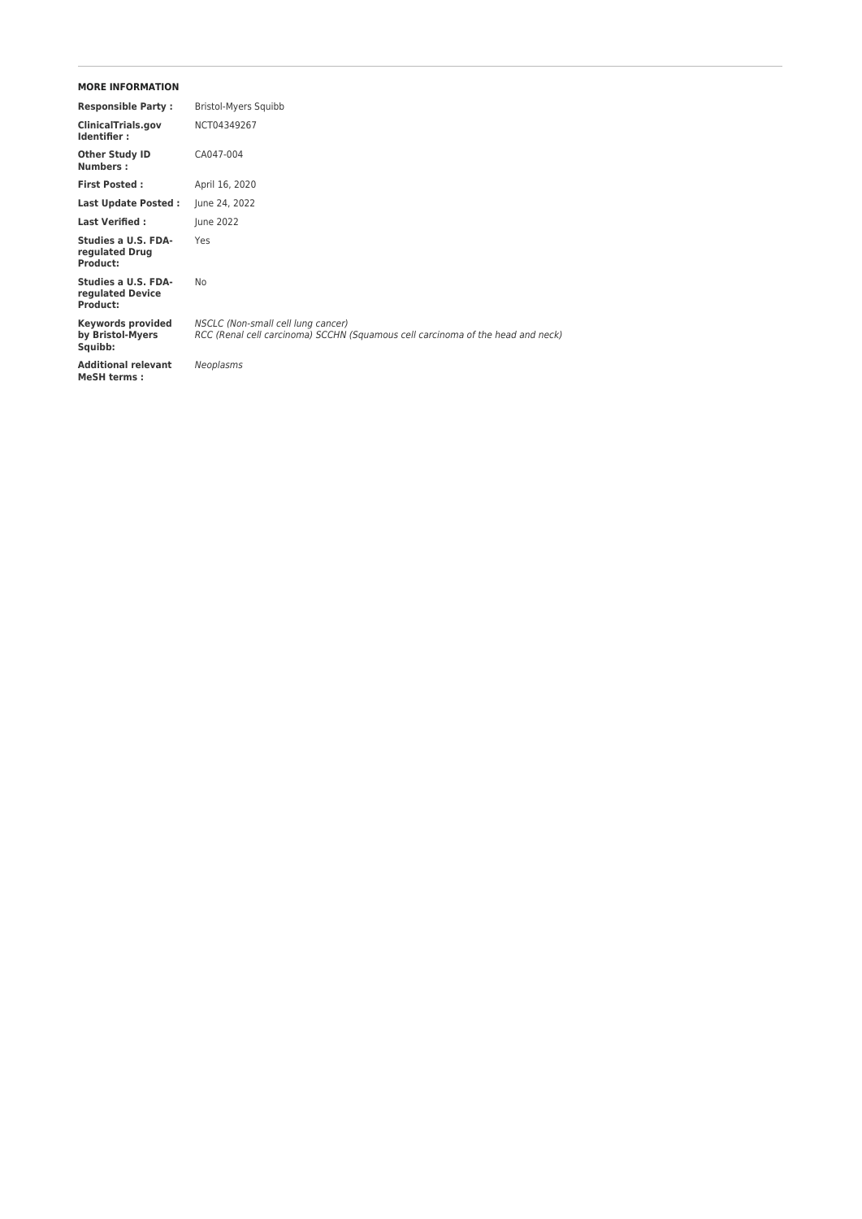### MORE INFORMATION

| | |
|---|---|
| **Responsible Party :** | Bristol-Myers Squibb |
| **ClinicalTrials.gov Identifier :** | NCT04349267 |
| **Other Study ID Numbers :** | CA047-004 |
| **First Posted :** | April 16, 2020 |
| **Last Update Posted :** | June 24, 2022 |
| **Last Verified :** | June 2022 |
| **Studies a U.S. FDA-regulated Drug Product:** | Yes |
| **Studies a U.S. FDA-regulated Device Product:** | No |
| **Keywords provided by Bristol-Myers Squibb:** | *NSCLC (Non-small cell lung cancer)*<br>*RCC (Renal cell carcinoma) SCCHN (Squamous cell carcinoma of the head and neck)* |
| **Additional relevant MeSH terms :** | *Neoplasms* |